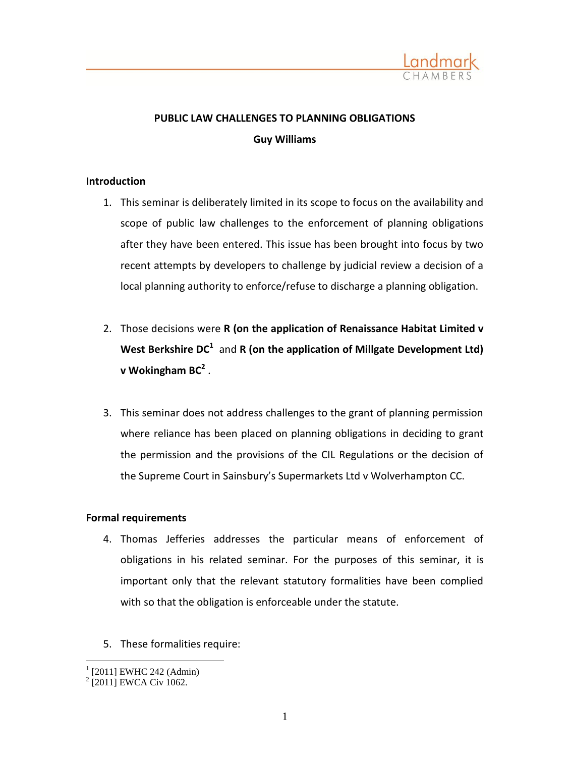# PUBLIC LAW CHALLENGES TO PLANNING OBLIGATIONS

**Guy Williams**

## Introduction

1. This seminar is deliberately limited in its scope to focus on the availability and scope of public law challenges to the enforcement of planning obligations after they have been entered. This issue has been brought into focus by two recent attempts by developers to challenge by judicial review a decision of a local planning authority to enforce/refuse to discharge a planning obligation.

2. Those decisions were **R (on the application of Renaissance Habitat Limited v West Berkshire DC**[1] and **R (on the application of Millgate Development Ltd) v Wokingham BC**[2] .

3. This seminar does not address challenges to the grant of planning permission where reliance has been placed on planning obligations in deciding to grant the permission and the provisions of the CIL Regulations or the decision of the Supreme Court in Sainsbury's Supermarkets Ltd v Wolverhampton CC.

## Formal requirements

4. Thomas Jefferies addresses the particular means of enforcement of obligations in his related seminar. For the purposes of this seminar, it is important only that the relevant statutory formalities have been complied with so that the obligation is enforceable under the statute.

5. These formalities require:

---

[1] [2011] EWHC 242 (Admin)

[2] [2011] EWCA Civ 1062.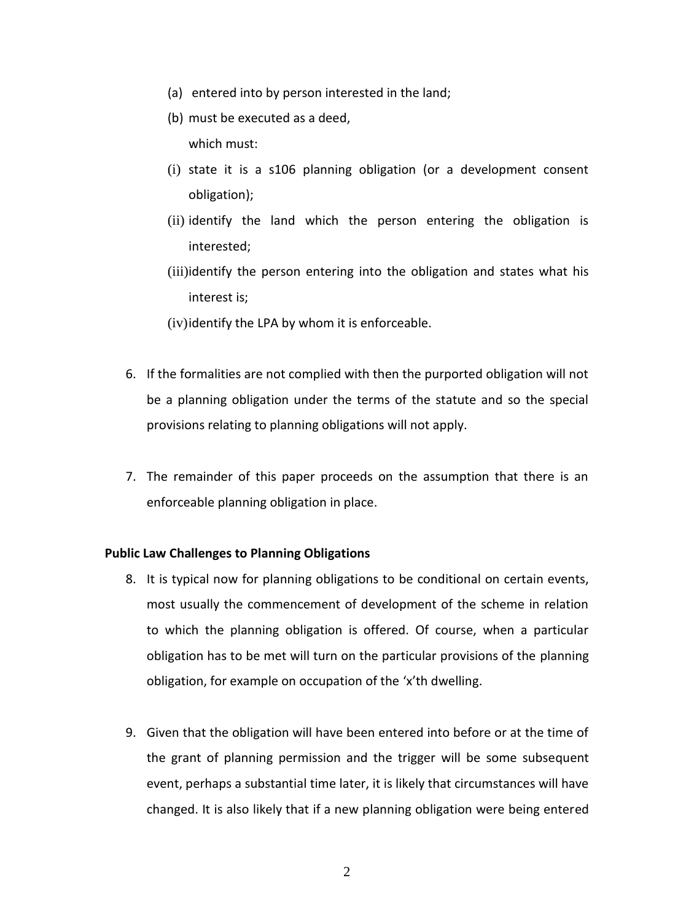(a) entered into by person interested in the land;

(b) must be executed as a deed,

which must:

(i) state it is a s106 planning obligation (or a development consent obligation);

(ii) identify the land which the person entering the obligation is interested;

(iii)identify the person entering into the obligation and states what his interest is;

(iv)identify the LPA by whom it is enforceable.

6. If the formalities are not complied with then the purported obligation will not be a planning obligation under the terms of the statute and so the special provisions relating to planning obligations will not apply.

7. The remainder of this paper proceeds on the assumption that there is an enforceable planning obligation in place.

**Public Law Challenges to Planning Obligations**

8. It is typical now for planning obligations to be conditional on certain events, most usually the commencement of development of the scheme in relation to which the planning obligation is offered. Of course, when a particular obligation has to be met will turn on the particular provisions of the planning obligation, for example on occupation of the 'x'th dwelling.

9. Given that the obligation will have been entered into before or at the time of the grant of planning permission and the trigger will be some subsequent event, perhaps a substantial time later, it is likely that circumstances will have changed. It is also likely that if a new planning obligation were being entered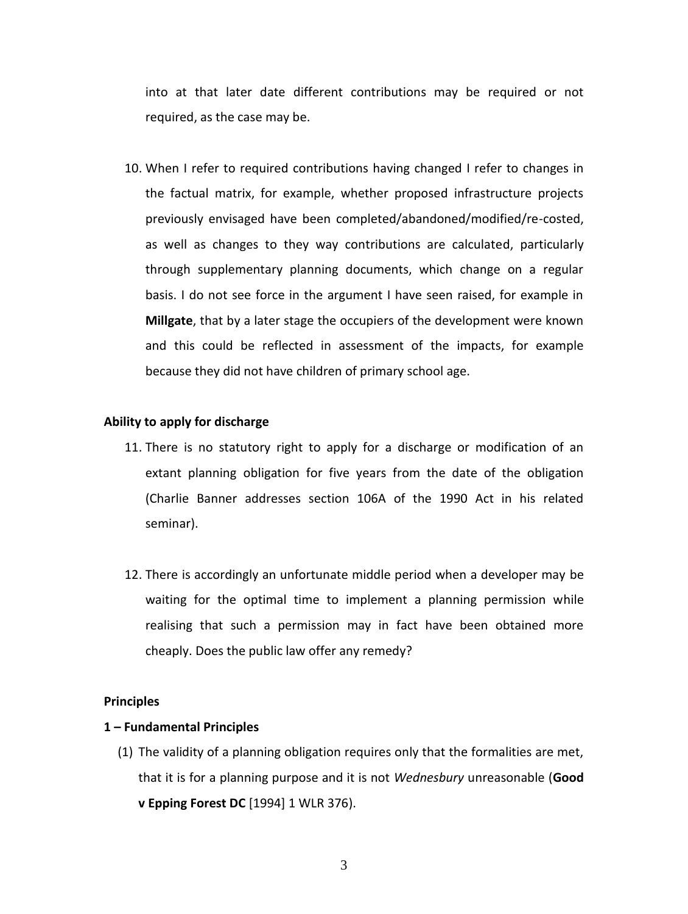into at that later date different contributions may be required or not required, as the case may be.

10. When I refer to required contributions having changed I refer to changes in the factual matrix, for example, whether proposed infrastructure projects previously envisaged have been completed/abandoned/modified/re-costed, as well as changes to they way contributions are calculated, particularly through supplementary planning documents, which change on a regular basis. I do not see force in the argument I have seen raised, for example in **Millgate**, that by a later stage the occupiers of the development were known and this could be reflected in assessment of the impacts, for example because they did not have children of primary school age.

**Ability to apply for discharge**

11. There is no statutory right to apply for a discharge or modification of an extant planning obligation for five years from the date of the obligation (Charlie Banner addresses section 106A of the 1990 Act in his related seminar).

12. There is accordingly an unfortunate middle period when a developer may be waiting for the optimal time to implement a planning permission while realising that such a permission may in fact have been obtained more cheaply. Does the public law offer any remedy?

**Principles**

**1 – Fundamental Principles**

(1) The validity of a planning obligation requires only that the formalities are met, that it is for a planning purpose and it is not *Wednesbury* unreasonable (**Good v Epping Forest DC** [1994] 1 WLR 376).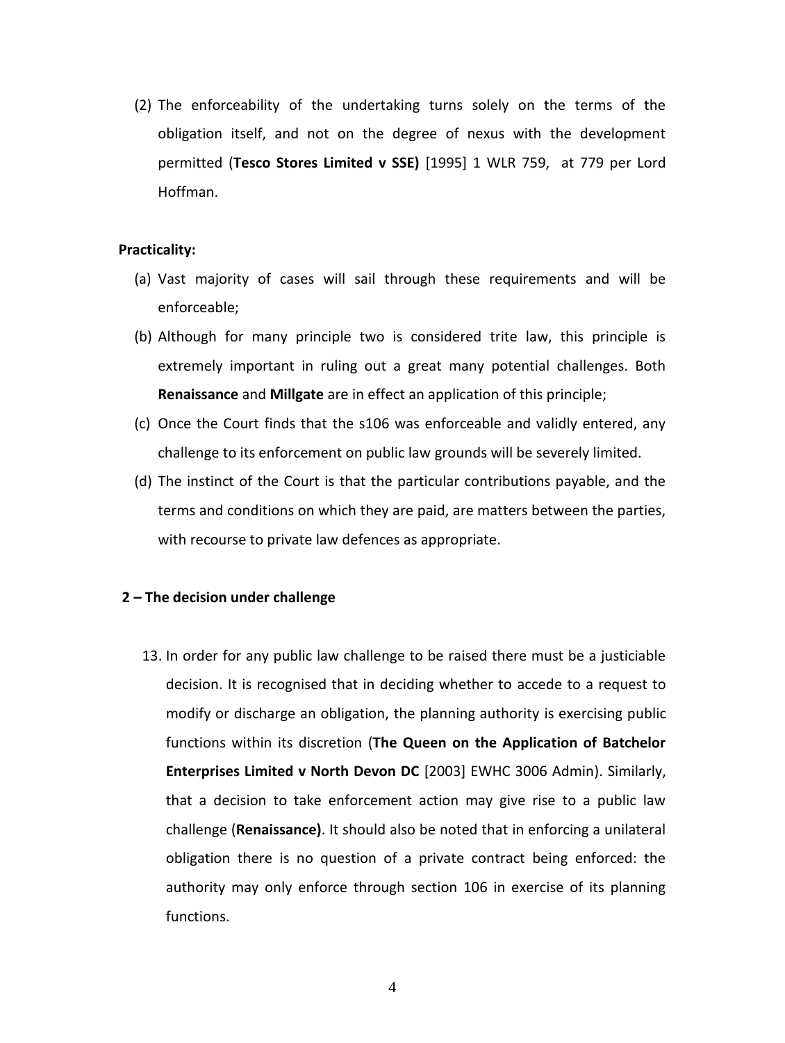(2) The enforceability of the undertaking turns solely on the terms of the obligation itself, and not on the degree of nexus with the development permitted (**Tesco Stores Limited v SSE)** [1995] 1 WLR 759, at 779 per Lord Hoffman.

**Practicality:**

(a) Vast majority of cases will sail through these requirements and will be enforceable;

(b) Although for many principle two is considered trite law, this principle is extremely important in ruling out a great many potential challenges. Both **Renaissance** and **Millgate** are in effect an application of this principle;

(c) Once the Court finds that the s106 was enforceable and validly entered, any challenge to its enforcement on public law grounds will be severely limited.

(d) The instinct of the Court is that the particular contributions payable, and the terms and conditions on which they are paid, are matters between the parties, with recourse to private law defences as appropriate.

**2 – The decision under challenge**

13. In order for any public law challenge to be raised there must be a justiciable decision. It is recognised that in deciding whether to accede to a request to modify or discharge an obligation, the planning authority is exercising public functions within its discretion (**The Queen on the Application of Batchelor Enterprises Limited v North Devon DC** [2003] EWHC 3006 Admin). Similarly, that a decision to take enforcement action may give rise to a public law challenge (**Renaissance)**. It should also be noted that in enforcing a unilateral obligation there is no question of a private contract being enforced: the authority may only enforce through section 106 in exercise of its planning functions.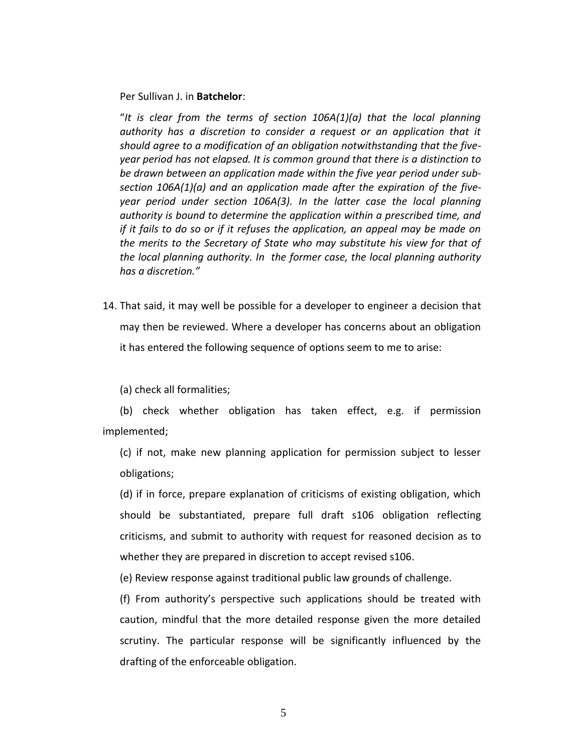Per Sullivan J. in **Batchelor**:

"*It is clear from the terms of section 106A(1)(a) that the local planning authority has a discretion to consider a request or an application that it should agree to a modification of an obligation notwithstanding that the five-year period has not elapsed. It is common ground that there is a distinction to be drawn between an application made within the five year period under sub-section 106A(1)(a) and an application made after the expiration of the five-year period under section 106A(3). In the latter case the local planning authority is bound to determine the application within a prescribed time, and if it fails to do so or if it refuses the application, an appeal may be made on the merits to the Secretary of State who may substitute his view for that of the local planning authority. In the former case, the local planning authority has a discretion.*"

14. That said, it may well be possible for a developer to engineer a decision that may then be reviewed. Where a developer has concerns about an obligation it has entered the following sequence of options seem to me to arise:

    (a) check all formalities;

    (b) check whether obligation has taken effect, e.g. if permission implemented;

    (c) if not, make new planning application for permission subject to lesser obligations;

    (d) if in force, prepare explanation of criticisms of existing obligation, which should be substantiated, prepare full draft s106 obligation reflecting criticisms, and submit to authority with request for reasoned decision as to whether they are prepared in discretion to accept revised s106.

    (e) Review response against traditional public law grounds of challenge.

    (f) From authority's perspective such applications should be treated with caution, mindful that the more detailed response given the more detailed scrutiny. The particular response will be significantly influenced by the drafting of the enforceable obligation.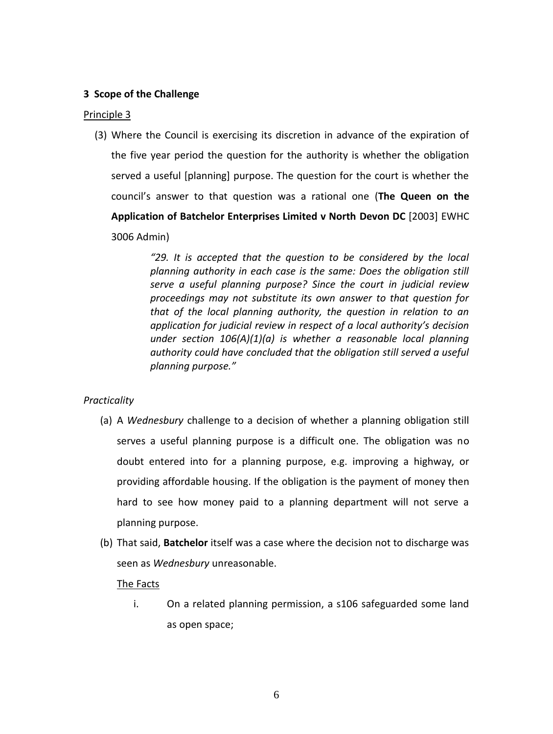**3 Scope of the Challenge**

Principle 3

(3) Where the Council is exercising its discretion in advance of the expiration of the five year period the question for the authority is whether the obligation served a useful [planning] purpose. The question for the court is whether the council's answer to that question was a rational one (**The Queen on the Application of Batchelor Enterprises Limited v North Devon DC** [2003] EWHC 3006 Admin)

> *"29. It is accepted that the question to be considered by the local planning authority in each case is the same: Does the obligation still serve a useful planning purpose? Since the court in judicial review proceedings may not substitute its own answer to that question for that of the local planning authority, the question in relation to an application for judicial review in respect of a local authority's decision under section 106(A)(1)(a) is whether a reasonable local planning authority could have concluded that the obligation still served a useful planning purpose."*

*Practicality*

(a) A *Wednesbury* challenge to a decision of whether a planning obligation still serves a useful planning purpose is a difficult one. The obligation was no doubt entered into for a planning purpose, e.g. improving a highway, or providing affordable housing. If the obligation is the payment of money then hard to see how money paid to a planning department will not serve a planning purpose.

(b) That said, **Batchelor** itself was a case where the decision not to discharge was seen as *Wednesbury* unreasonable.

The Facts

i. On a related planning permission, a s106 safeguarded some land as open space;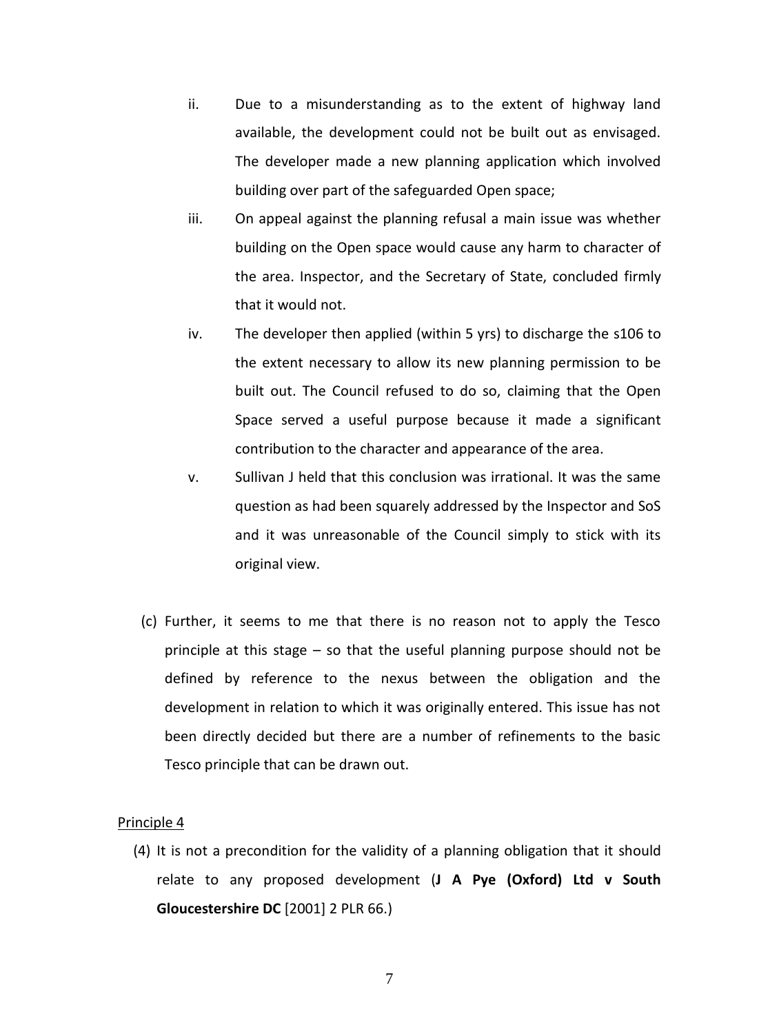ii. Due to a misunderstanding as to the extent of highway land available, the development could not be built out as envisaged. The developer made a new planning application which involved building over part of the safeguarded Open space;

iii. On appeal against the planning refusal a main issue was whether building on the Open space would cause any harm to character of the area. Inspector, and the Secretary of State, concluded firmly that it would not.

iv. The developer then applied (within 5 yrs) to discharge the s106 to the extent necessary to allow its new planning permission to be built out. The Council refused to do so, claiming that the Open Space served a useful purpose because it made a significant contribution to the character and appearance of the area.

v. Sullivan J held that this conclusion was irrational. It was the same question as had been squarely addressed by the Inspector and SoS and it was unreasonable of the Council simply to stick with its original view.

(c) Further, it seems to me that there is no reason not to apply the Tesco principle at this stage – so that the useful planning purpose should not be defined by reference to the nexus between the obligation and the development in relation to which it was originally entered. This issue has not been directly decided but there are a number of refinements to the basic Tesco principle that can be drawn out.

Principle 4

(4) It is not a precondition for the validity of a planning obligation that it should relate to any proposed development (**J A Pye (Oxford) Ltd v South Gloucestershire DC** [2001] 2 PLR 66.)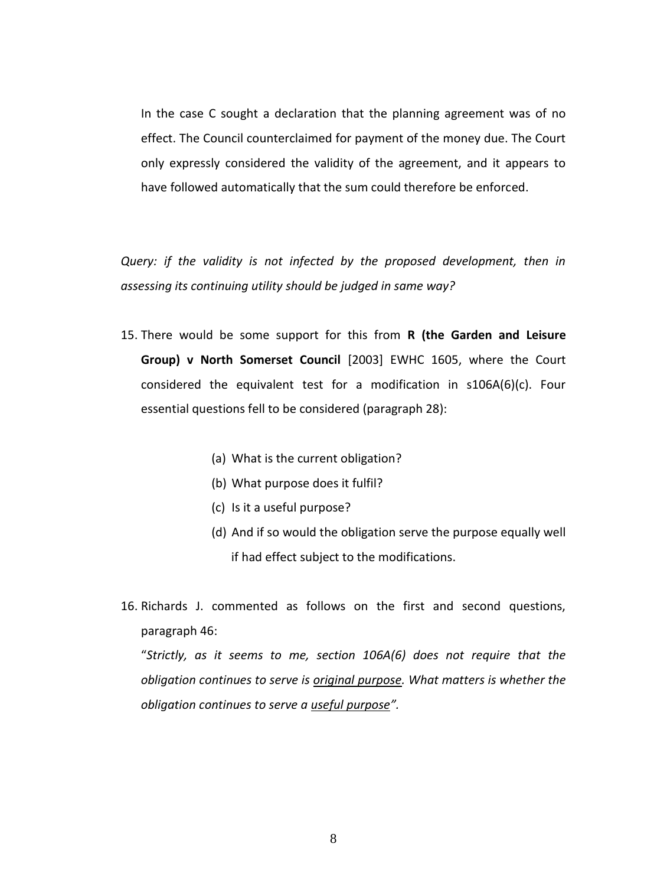In the case C sought a declaration that the planning agreement was of no effect. The Council counterclaimed for payment of the money due. The Court only expressly considered the validity of the agreement, and it appears to have followed automatically that the sum could therefore be enforced.

*Query: if the validity is not infected by the proposed development, then in assessing its continuing utility should be judged in same way?*

15. There would be some support for this from **R (the Garden and Leisure Group) v North Somerset Council** [2003] EWHC 1605, where the Court considered the equivalent test for a modification in s106A(6)(c). Four essential questions fell to be considered (paragraph 28):

    (a) What is the current obligation?
    (b) What purpose does it fulfil?
    (c) Is it a useful purpose?
    (d) And if so would the obligation serve the purpose equally well if had effect subject to the modifications.

16. Richards J. commented as follows on the first and second questions, paragraph 46:
    "*Strictly, as it seems to me, section 106A(6) does not require that the obligation continues to serve is original purpose. What matters is whether the obligation continues to serve a useful purpose".*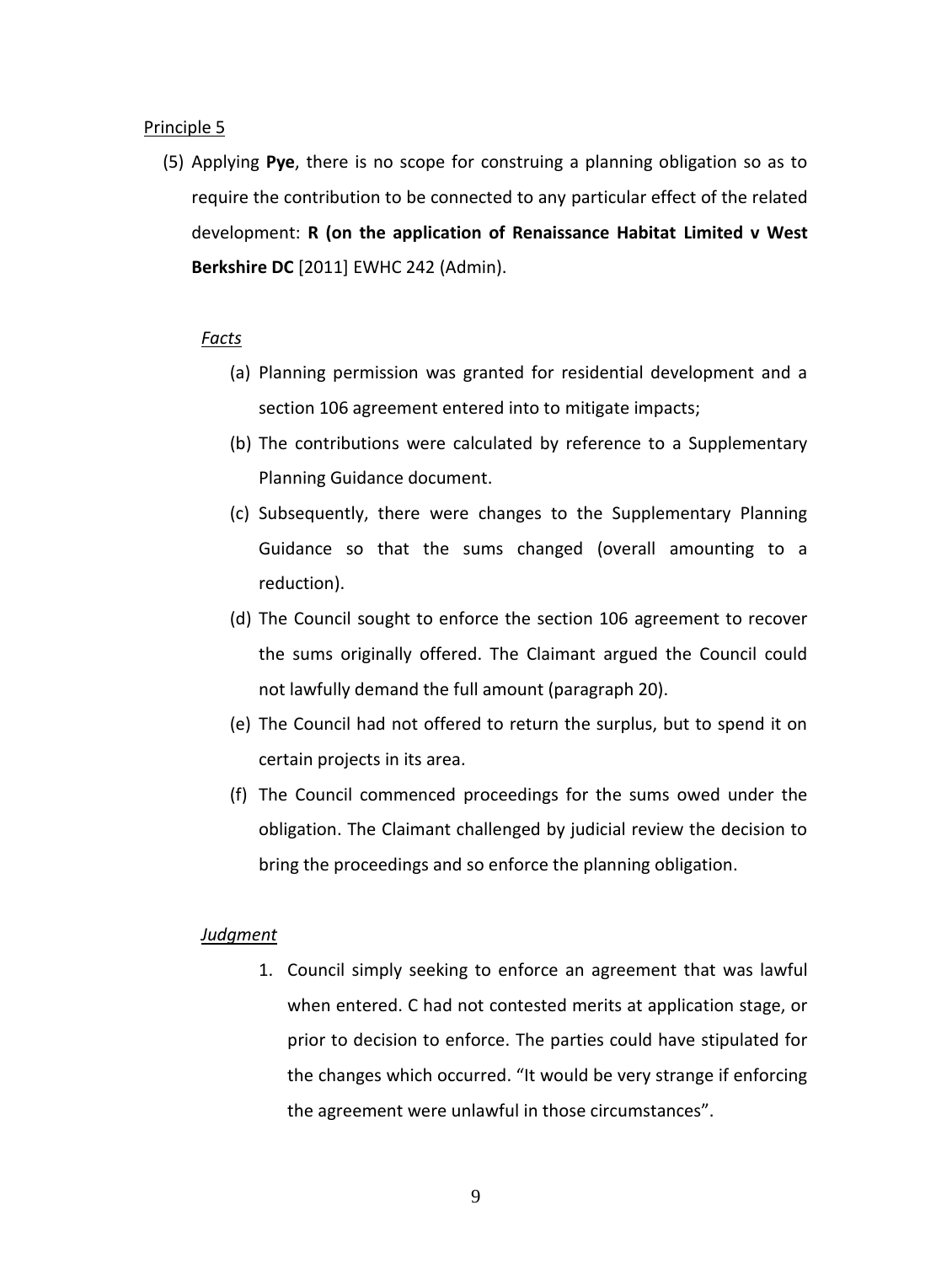Principle 5

(5) Applying **Pye**, there is no scope for construing a planning obligation so as to require the contribution to be connected to any particular effect of the related development: **R (on the application of Renaissance Habitat Limited v West Berkshire DC** [2011] EWHC 242 (Admin).

*Facts*

(a) Planning permission was granted for residential development and a section 106 agreement entered into to mitigate impacts;

(b) The contributions were calculated by reference to a Supplementary Planning Guidance document.

(c) Subsequently, there were changes to the Supplementary Planning Guidance so that the sums changed (overall amounting to a reduction).

(d) The Council sought to enforce the section 106 agreement to recover the sums originally offered. The Claimant argued the Council could not lawfully demand the full amount (paragraph 20).

(e) The Council had not offered to return the surplus, but to spend it on certain projects in its area.

(f) The Council commenced proceedings for the sums owed under the obligation. The Claimant challenged by judicial review the decision to bring the proceedings and so enforce the planning obligation.

*Judgment*

1. Council simply seeking to enforce an agreement that was lawful when entered. C had not contested merits at application stage, or prior to decision to enforce. The parties could have stipulated for the changes which occurred. "It would be very strange if enforcing the agreement were unlawful in those circumstances".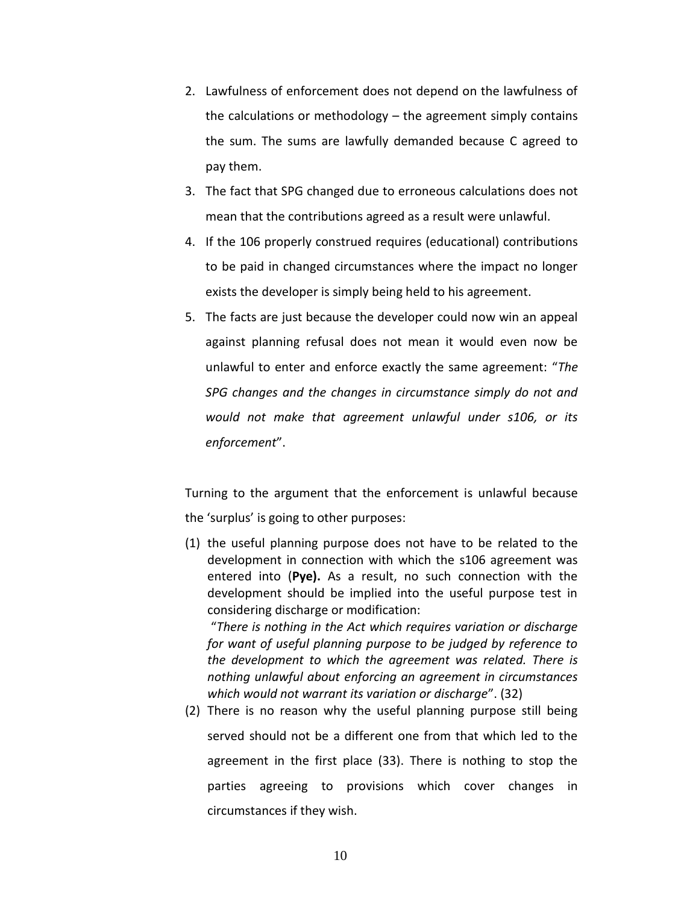2. Lawfulness of enforcement does not depend on the lawfulness of the calculations or methodology – the agreement simply contains the sum. The sums are lawfully demanded because C agreed to pay them.
3. The fact that SPG changed due to erroneous calculations does not mean that the contributions agreed as a result were unlawful.
4. If the 106 properly construed requires (educational) contributions to be paid in changed circumstances where the impact no longer exists the developer is simply being held to his agreement.
5. The facts are just because the developer could now win an appeal against planning refusal does not mean it would even now be unlawful to enter and enforce exactly the same agreement: "*The SPG changes and the changes in circumstance simply do not and would not make that agreement unlawful under s106, or its enforcement*".

Turning to the argument that the enforcement is unlawful because the 'surplus' is going to other purposes:

(1) the useful planning purpose does not have to be related to the development in connection with which the s106 agreement was entered into (**Pye).** As a result, no such connection with the development should be implied into the useful purpose test in considering discharge or modification:
 "*There is nothing in the Act which requires variation or discharge for want of useful planning purpose to be judged by reference to the development to which the agreement was related. There is nothing unlawful about enforcing an agreement in circumstances which would not warrant its variation or discharge*". (32)
(2) There is no reason why the useful planning purpose still being served should not be a different one from that which led to the agreement in the first place (33). There is nothing to stop the parties agreeing to provisions which cover changes in circumstances if they wish.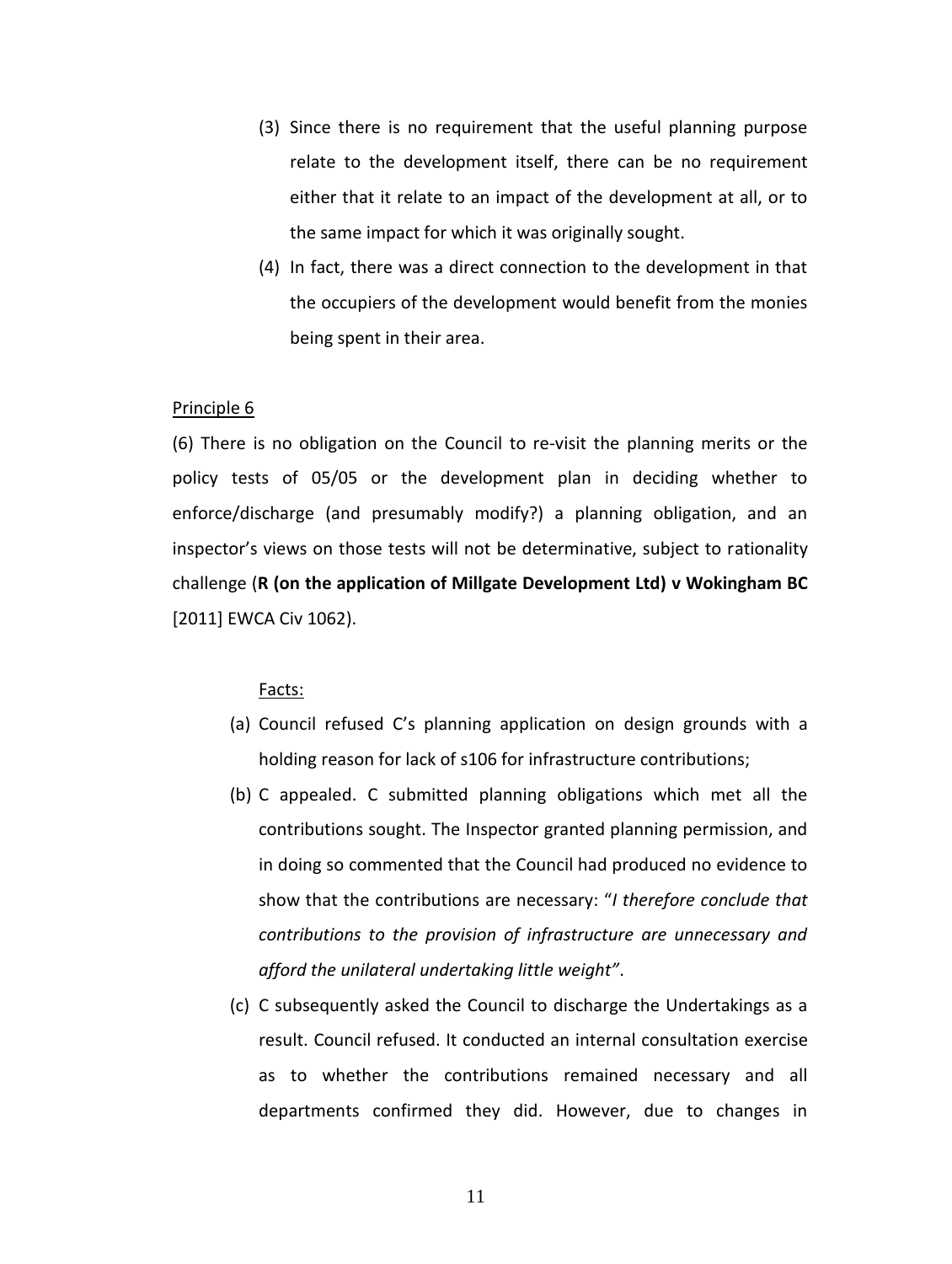(3) Since there is no requirement that the useful planning purpose relate to the development itself, there can be no requirement either that it relate to an impact of the development at all, or to the same impact for which it was originally sought.

(4) In fact, there was a direct connection to the development in that the occupiers of the development would benefit from the monies being spent in their area.

Principle 6

(6) There is no obligation on the Council to re-visit the planning merits or the policy tests of 05/05 or the development plan in deciding whether to enforce/discharge (and presumably modify?) a planning obligation, and an inspector's views on those tests will not be determinative, subject to rationality challenge (**R (on the application of Millgate Development Ltd) v Wokingham BC** [2011] EWCA Civ 1062).

Facts:

(a) Council refused C's planning application on design grounds with a holding reason for lack of s106 for infrastructure contributions;

(b) C appealed. C submitted planning obligations which met all the contributions sought. The Inspector granted planning permission, and in doing so commented that the Council had produced no evidence to show that the contributions are necessary: "*I therefore conclude that contributions to the provision of infrastructure are unnecessary and afford the unilateral undertaking little weight"*.

(c) C subsequently asked the Council to discharge the Undertakings as a result. Council refused. It conducted an internal consultation exercise as to whether the contributions remained necessary and all departments confirmed they did. However, due to changes in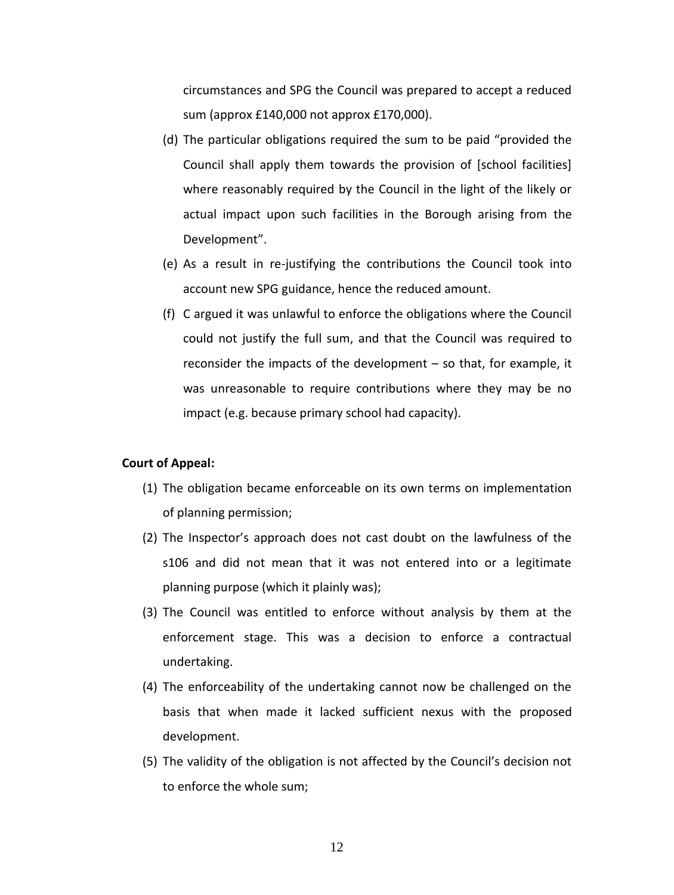circumstances and SPG the Council was prepared to accept a reduced sum (approx £140,000 not approx £170,000).

(d) The particular obligations required the sum to be paid "provided the Council shall apply them towards the provision of [school facilities] where reasonably required by the Council in the light of the likely or actual impact upon such facilities in the Borough arising from the Development".

(e) As a result in re-justifying the contributions the Council took into account new SPG guidance, hence the reduced amount.

(f) C argued it was unlawful to enforce the obligations where the Council could not justify the full sum, and that the Council was required to reconsider the impacts of the development – so that, for example, it was unreasonable to require contributions where they may be no impact (e.g. because primary school had capacity).

**Court of Appeal:**

(1) The obligation became enforceable on its own terms on implementation of planning permission;

(2) The Inspector's approach does not cast doubt on the lawfulness of the s106 and did not mean that it was not entered into or a legitimate planning purpose (which it plainly was);

(3) The Council was entitled to enforce without analysis by them at the enforcement stage. This was a decision to enforce a contractual undertaking.

(4) The enforceability of the undertaking cannot now be challenged on the basis that when made it lacked sufficient nexus with the proposed development.

(5) The validity of the obligation is not affected by the Council's decision not to enforce the whole sum;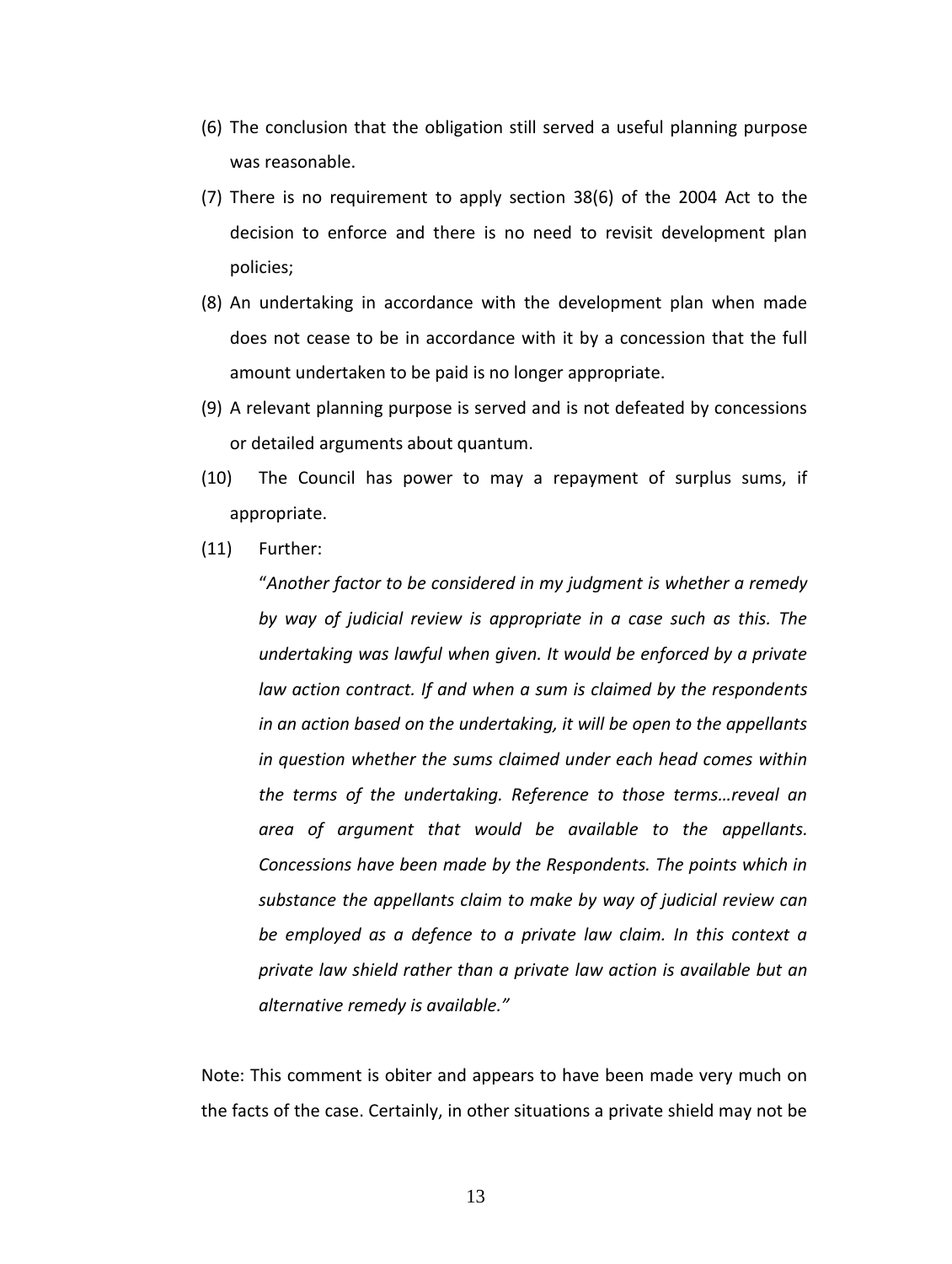(6) The conclusion that the obligation still served a useful planning purpose was reasonable.

(7) There is no requirement to apply section 38(6) of the 2004 Act to the decision to enforce and there is no need to revisit development plan policies;

(8) An undertaking in accordance with the development plan when made does not cease to be in accordance with it by a concession that the full amount undertaken to be paid is no longer appropriate.

(9) A relevant planning purpose is served and is not defeated by concessions or detailed arguments about quantum.

(10) The Council has power to may a repayment of surplus sums, if appropriate.

(11) Further:

> "*Another factor to be considered in my judgment is whether a remedy by way of judicial review is appropriate in a case such as this. The undertaking was lawful when given. It would be enforced by a private law action contract. If and when a sum is claimed by the respondents in an action based on the undertaking, it will be open to the appellants in question whether the sums claimed under each head comes within the terms of the undertaking. Reference to those terms…reveal an area of argument that would be available to the appellants. Concessions have been made by the Respondents. The points which in substance the appellants claim to make by way of judicial review can be employed as a defence to a private law claim. In this context a private law shield rather than a private law action is available but an alternative remedy is available.*"

Note: This comment is obiter and appears to have been made very much on the facts of the case. Certainly, in other situations a private shield may not be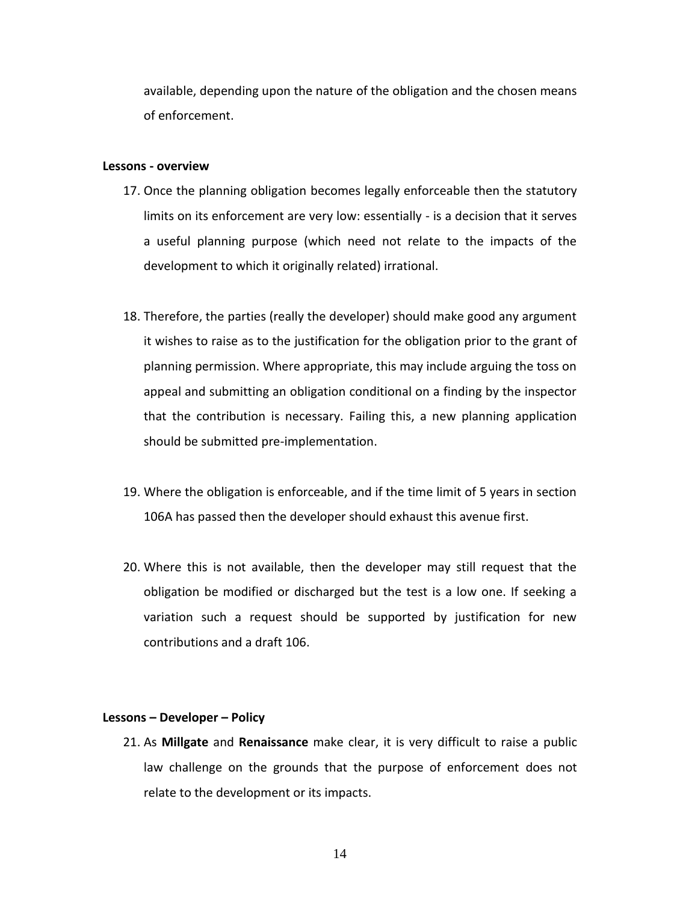available, depending upon the nature of the obligation and the chosen means of enforcement.

**Lessons - overview**

17. Once the planning obligation becomes legally enforceable then the statutory limits on its enforcement are very low: essentially - is a decision that it serves a useful planning purpose (which need not relate to the impacts of the development to which it originally related) irrational.

18. Therefore, the parties (really the developer) should make good any argument it wishes to raise as to the justification for the obligation prior to the grant of planning permission. Where appropriate, this may include arguing the toss on appeal and submitting an obligation conditional on a finding by the inspector that the contribution is necessary. Failing this, a new planning application should be submitted pre-implementation.

19. Where the obligation is enforceable, and if the time limit of 5 years in section 106A has passed then the developer should exhaust this avenue first.

20. Where this is not available, then the developer may still request that the obligation be modified or discharged but the test is a low one. If seeking a variation such a request should be supported by justification for new contributions and a draft 106.

**Lessons – Developer – Policy**

21. As **Millgate** and **Renaissance** make clear, it is very difficult to raise a public law challenge on the grounds that the purpose of enforcement does not relate to the development or its impacts.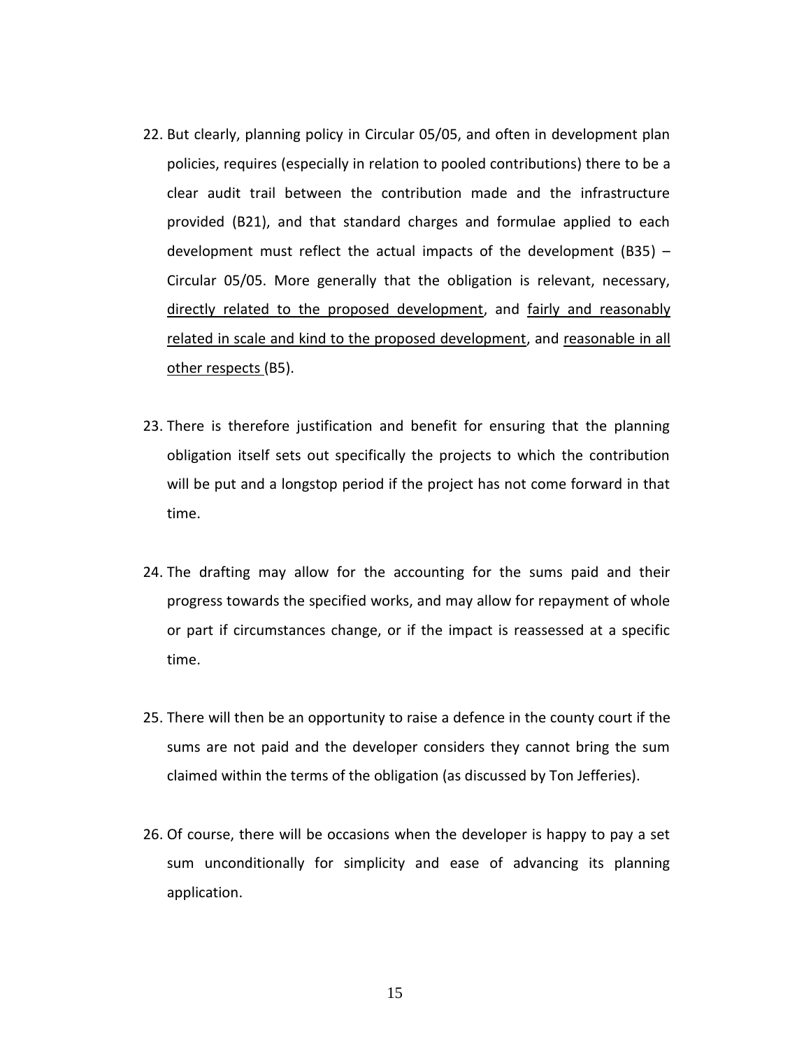22. But clearly, planning policy in Circular 05/05, and often in development plan policies, requires (especially in relation to pooled contributions) there to be a clear audit trail between the contribution made and the infrastructure provided (B21), and that standard charges and formulae applied to each development must reflect the actual impacts of the development (B35) – Circular 05/05. More generally that the obligation is relevant, necessary, <u>directly related to the proposed development</u>, and <u>fairly and reasonably related in scale and kind to the proposed development</u>, and <u>reasonable in all other respects</u> (B5).

23. There is therefore justification and benefit for ensuring that the planning obligation itself sets out specifically the projects to which the contribution will be put and a longstop period if the project has not come forward in that time.

24. The drafting may allow for the accounting for the sums paid and their progress towards the specified works, and may allow for repayment of whole or part if circumstances change, or if the impact is reassessed at a specific time.

25. There will then be an opportunity to raise a defence in the county court if the sums are not paid and the developer considers they cannot bring the sum claimed within the terms of the obligation (as discussed by Ton Jefferies).

26. Of course, there will be occasions when the developer is happy to pay a set sum unconditionally for simplicity and ease of advancing its planning application.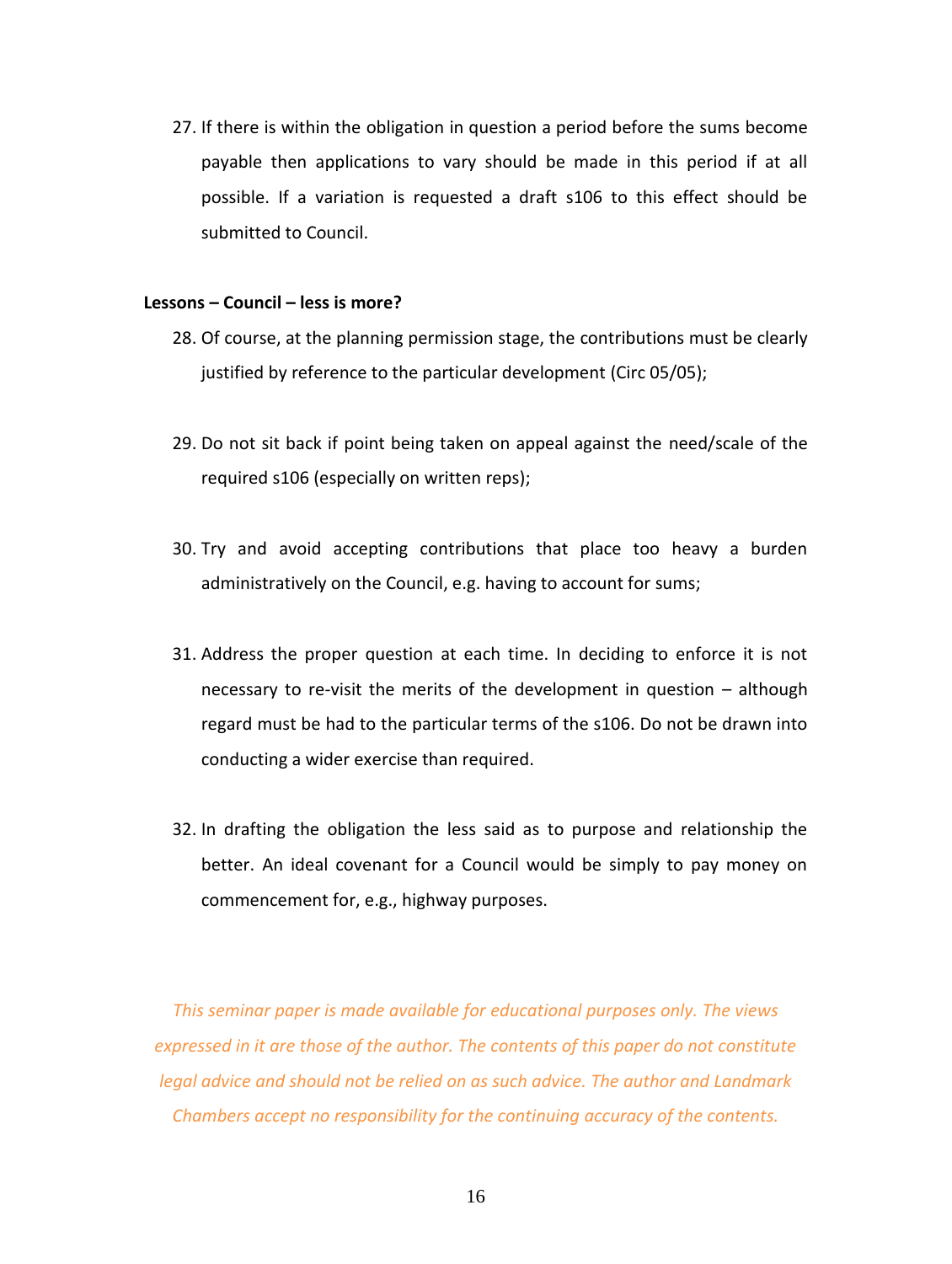27. If there is within the obligation in question a period before the sums become payable then applications to vary should be made in this period if at all possible. If a variation is requested a draft s106 to this effect should be submitted to Council.

**Lessons – Council – less is more?**

28. Of course, at the planning permission stage, the contributions must be clearly justified by reference to the particular development (Circ 05/05);

29. Do not sit back if point being taken on appeal against the need/scale of the required s106 (especially on written reps);

30. Try and avoid accepting contributions that place too heavy a burden administratively on the Council, e.g. having to account for sums;

31. Address the proper question at each time. In deciding to enforce it is not necessary to re-visit the merits of the development in question – although regard must be had to the particular terms of the s106. Do not be drawn into conducting a wider exercise than required.

32. In drafting the obligation the less said as to purpose and relationship the better. An ideal covenant for a Council would be simply to pay money on commencement for, e.g., highway purposes.

*This seminar paper is made available for educational purposes only. The views expressed in it are those of the author. The contents of this paper do not constitute legal advice and should not be relied on as such advice. The author and Landmark Chambers accept no responsibility for the continuing accuracy of the contents.*